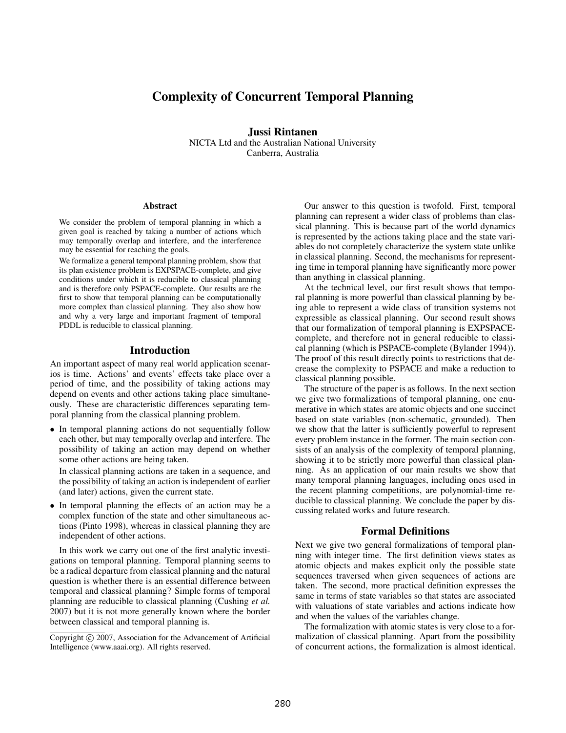# Complexity of Concurrent Temporal Planning

**Jussi Rintanen**
NICTA Ltd and the Australian National University
Canberra, Australia

## Abstract

We consider the problem of temporal planning in which a given goal is reached by taking a number of actions which may temporally overlap and interfere, and the interference may be essential for reaching the goals.

We formalize a general temporal planning problem, show that its plan existence problem is EXPSPACE-complete, and give conditions under which it is reducible to classical planning and is therefore only PSPACE-complete. Our results are the first to show that temporal planning can be computationally more complex than classical planning. They also show how and why a very large and important fragment of temporal PDDL is reducible to classical planning.

## Introduction

An important aspect of many real world application scenarios is time. Actions' and events' effects take place over a period of time, and the possibility of taking actions may depend on events and other actions taking place simultaneously. These are characteristic differences separating temporal planning from the classical planning problem.

- In temporal planning actions do not sequentially follow each other, but may temporally overlap and interfere. The possibility of taking an action may depend on whether some other actions are being taken.

  In classical planning actions are taken in a sequence, and the possibility of taking an action is independent of earlier (and later) actions, given the current state.

- In temporal planning the effects of an action may be a complex function of the state and other simultaneous actions (Pinto 1998), whereas in classical planning they are independent of other actions.

In this work we carry out one of the first analytic investigations on temporal planning. Temporal planning seems to be a radical departure from classical planning and the natural question is whether there is an essential difference between temporal and classical planning? Simple forms of temporal planning are reducible to classical planning (Cushing *et al.* 2007) but it is not more generally known where the border between classical and temporal planning is.

Copyright © 2007, Association for the Advancement of Artificial Intelligence (www.aaai.org). All rights reserved.

Our answer to this question is twofold. First, temporal planning can represent a wider class of problems than classical planning. This is because part of the world dynamics is represented by the actions taking place and the state variables do not completely characterize the system state unlike in classical planning. Second, the mechanisms for representing time in temporal planning have significantly more power than anything in classical planning.

At the technical level, our first result shows that temporal planning is more powerful than classical planning by being able to represent a wide class of transition systems not expressible as classical planning. Our second result shows that our formalization of temporal planning is EXPSPACE-complete, and therefore not in general reducible to classical planning (which is PSPACE-complete (Bylander 1994)). The proof of this result directly points to restrictions that decrease the complexity to PSPACE and make a reduction to classical planning possible.

The structure of the paper is as follows. In the next section we give two formalizations of temporal planning, one enumerative in which states are atomic objects and one succinct based on state variables (non-schematic, grounded). Then we show that the latter is sufficiently powerful to represent every problem instance in the former. The main section consists of an analysis of the complexity of temporal planning, showing it to be strictly more powerful than classical planning. As an application of our main results we show that many temporal planning languages, including ones used in the recent planning competitions, are polynomial-time reducible to classical planning. We conclude the paper by discussing related works and future research.

## Formal Definitions

Next we give two general formalizations of temporal planning with integer time. The first definition views states as atomic objects and makes explicit only the possible state sequences traversed when given sequences of actions are taken. The second, more practical definition expresses the same in terms of state variables so that states are associated with valuations of state variables and actions indicate how and when the values of the variables change.

The formalization with atomic states is very close to a formalization of classical planning. Apart from the possibility of concurrent actions, the formalization is almost identical.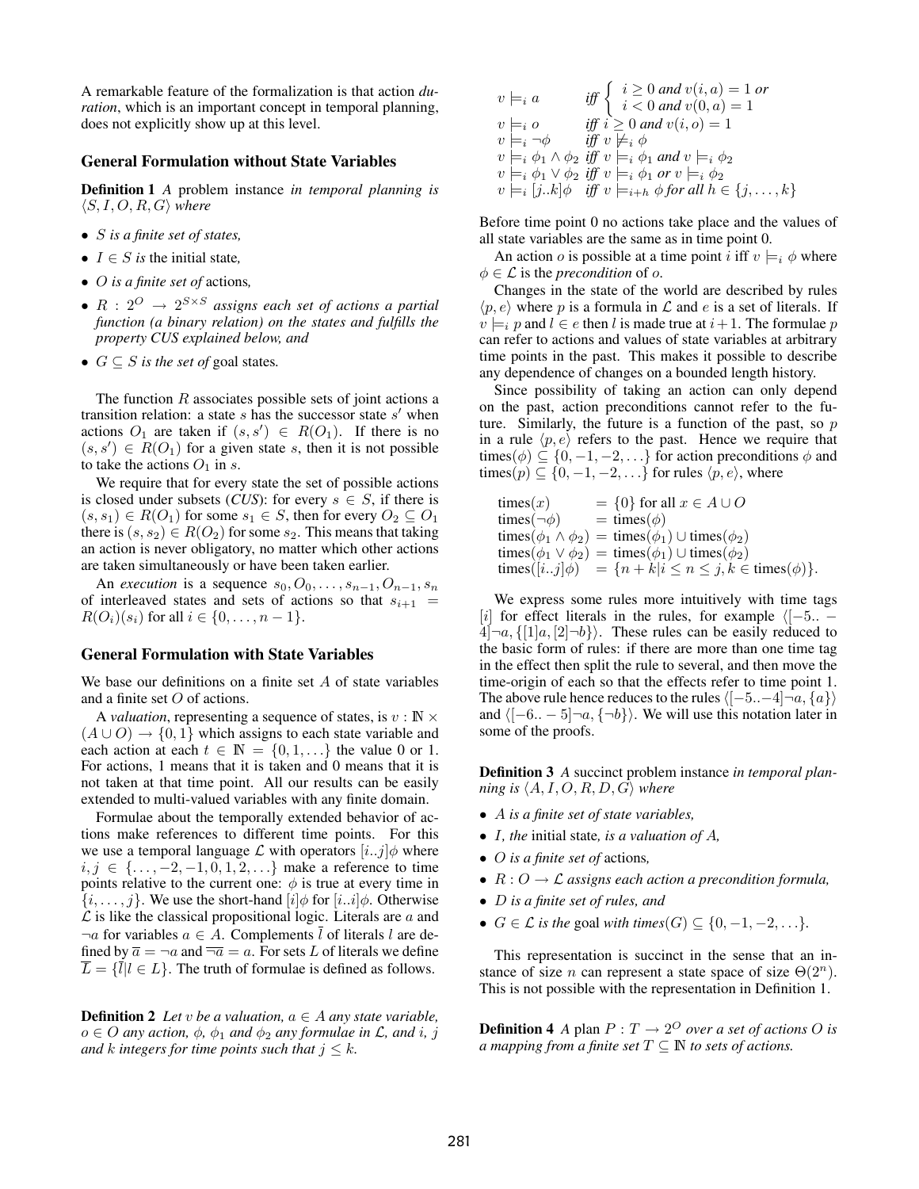A remarkable feature of the formalization is that action *duration*, which is an important concept in temporal planning, does not explicitly show up at this level.

### General Formulation without State Variables

**Definition 1** *A problem instance in temporal planning is* $\langle S, I, O, R, G\rangle$ *where*

- $S$ *is a finite set of states,*
- $I \in S$ *is* the initial state*,*
- $O$ *is a finite set of* actions*,*
- $R : 2^O \to 2^{S\times S}$ *assigns each set of actions a partial function (a binary relation) on the states and fulfills the property CUS explained below, and*
- $G \subseteq S$ *is the set of* goal states*.*

The function $R$ associates possible sets of joint actions a transition relation: a state $s$ has the successor state $s'$ when actions $O_1$ are taken if $(s, s') \in R(O_1)$. If there is no $(s, s') \in R(O_1)$ for a given state $s$, then it is not possible to take the actions $O_1$ in $s$.

We require that for every state the set of possible actions is closed under subsets (*CUS*): for every $s \in S$, if there is $(s, s_1) \in R(O_1)$ for some $s_1 \in S$, then for every $O_2 \subseteq O_1$ there is $(s, s_2) \in R(O_2)$ for some $s_2$. This means that taking an action is never obligatory, no matter which other actions are taken simultaneously or have been taken earlier.

An *execution* is a sequence $s_0, O_0, \ldots, s_{n-1}, O_{n-1}, s_n$ of interleaved states and sets of actions so that $s_{i+1} = R(O_i)(s_i)$ for all $i \in \{0, \ldots, n-1\}$.

### General Formulation with State Variables

We base our definitions on a finite set $A$ of state variables and a finite set $O$ of actions.

A *valuation*, representing a sequence of states, is $v : \mathbb{N} \times (A \cup O) \to \{0, 1\}$ which assigns to each state variable and each action at each $t \in \mathbb{N} = \{0, 1, \ldots\}$ the value 0 or 1. For actions, 1 means that it is taken and 0 means that it is not taken at that time point. All our results can be easily extended to multi-valued variables with any finite domain.

Formulae about the temporally extended behavior of actions make references to different time points. For this we use a temporal language $\mathcal{L}$ with operators $[i..j]\phi$ where $i, j \in \{\ldots, -2, -1, 0, 1, 2, \ldots\}$ make a reference to time points relative to the current one: $\phi$ is true at every time in $\{i, \ldots, j\}$. We use the short-hand $[i]\phi$ for $[i..i]\phi$. Otherwise $\mathcal{L}$ is like the classical propositional logic. Literals are $a$ and $\neg a$ for variables $a \in A$. Complements $\overline{l}$ of literals $l$ are defined by $\overline{a} = \neg a$ and $\overline{\neg a} = a$. For sets $L$ of literals we define $\overline{L} = \{\overline{l} | l \in L\}$. The truth of formulae is defined as follows.

**Definition 2** *Let* $v$ *be a valuation,* $a \in A$ *any state variable,* $o \in O$ *any action,* $\phi$*,* $\phi_1$ *and* $\phi_2$ *any formulae in* $\mathcal{L}$*, and* $i$*,* $j$ *and* $k$ *integers for time points such that* $j \le k$*.*

$$
\begin{array}{lll}
v \models_i a & \textit{iff} & \left\{ \begin{array}{l} i \ge 0 \textit{ and } v(i, a) = 1 \textit{ or} \\ i < 0 \textit{ and } v(0, a) = 1 \end{array} \right. \\
v \models_i o & \textit{iff} & i \ge 0 \textit{ and } v(i, o) = 1 \\
v \models_i \neg\phi & \textit{iff} & v \not\models_i \phi \\
v \models_i \phi_1 \wedge \phi_2 & \textit{iff} & v \models_i \phi_1 \textit{ and } v \models_i \phi_2 \\
v \models_i \phi_1 \vee \phi_2 & \textit{iff} & v \models_i \phi_1 \textit{ or } v \models_i \phi_2 \\
v \models_i [j..k]\phi & \textit{iff} & v \models_{i+h} \phi \textit{ for all } h \in \{j, \ldots, k\}
\end{array}
$$

Before time point 0 no actions take place and the values of all state variables are the same as in time point 0.

An action $o$ is possible at a time point $i$ iff $v \models_i \phi$ where $\phi \in \mathcal{L}$ is the *precondition* of $o$.

Changes in the state of the world are described by rules $\langle p, e\rangle$ where $p$ is a formula in $\mathcal{L}$ and $e$ is a set of literals. If $v \models_i p$ and $l \in e$ then $l$ is made true at $i+1$. The formulae $p$ can refer to actions and values of state variables at arbitrary time points in the past. This makes it possible to describe any dependence of changes on a bounded length history.

Since possibility of taking an action can only depend on the past, action preconditions cannot refer to the future. Similarly, the future is a function of the past, so $p$ in a rule $\langle p, e\rangle$ refers to the past. Hence we require that $\text{times}(\phi) \subseteq \{0, -1, -2, \ldots\}$ for action preconditions $\phi$ and $\text{times}(p) \subseteq \{0, -1, -2, \ldots\}$ for rules $\langle p, e\rangle$, where

$$
\begin{array}{ll}
\text{times}(x) & = \{0\} \text{ for all } x \in A \cup O \\
\text{times}(\neg\phi) & = \text{times}(\phi) \\
\text{times}(\phi_1 \wedge \phi_2) & = \text{times}(\phi_1) \cup \text{times}(\phi_2) \\
\text{times}(\phi_1 \vee \phi_2) & = \text{times}(\phi_1) \cup \text{times}(\phi_2) \\
\text{times}([i..j]\phi) & = \{n + k | i \le n \le j, k \in \text{times}(\phi)\}.
\end{array}
$$

We express some rules more intuitively with time tags $[i]$ for effect literals in the rules, for example $\langle [-5..-4]\neg a, \{[1]a, [2]\neg b\}\rangle$. These rules can be easily reduced to the basic form of rules: if there are more than one time tag in the effect then split the rule to several, and then move the time-origin of each so that the effects refer to time point 1. The above rule hence reduces to the rules $\langle [-5..-4]\neg a, \{a\}\rangle$ and $\langle [-6..-5]\neg a, \{\neg b\}\rangle$. We will use this notation later in some of the proofs.

**Definition 3** *A succinct problem instance in temporal planning is* $\langle A, I, O, R, D, G\rangle$ *where*

- $A$ *is a finite set of state variables,*
- $I$*, the* initial state*, is a valuation of* $A$*,*
- $O$ *is a finite set of* actions*,*
- $R : O \to \mathcal{L}$ *assigns each action a precondition formula,*
- $D$ *is a finite set of rules, and*
- $G \in \mathcal{L}$ *is the* goal *with* $\text{times}(G) \subseteq \{0, -1, -2, \ldots\}$*.*

This representation is succinct in the sense that an instance of size $n$ can represent a state space of size $\Theta(2^n)$. This is not possible with the representation in Definition 1.

**Definition 4** *A* plan $P : T \to 2^O$ *over a set of actions* $O$ *is a mapping from a finite set* $T \subseteq \mathbb{N}$ *to sets of actions.*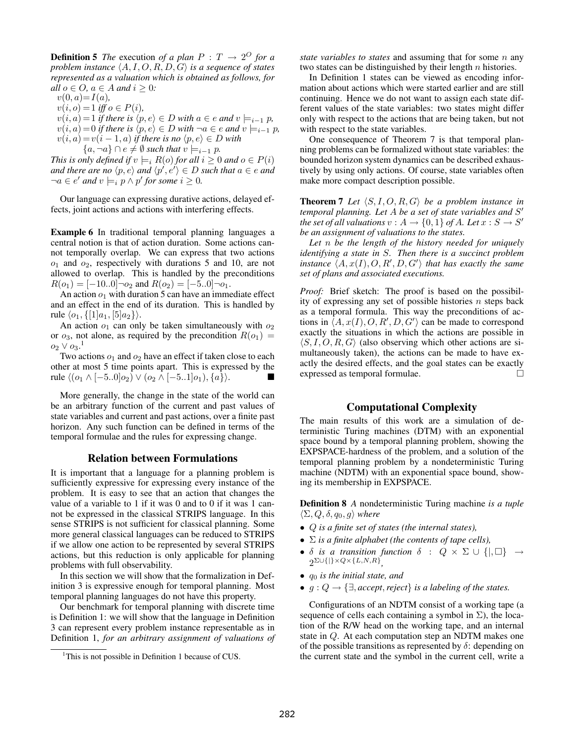**Definition 5** *The* execution *of a plan $P : T \rightarrow 2^O$ for a problem instance $\langle A, I, O, R, D, G\rangle$ is a sequence of states represented as a valuation which is obtained as follows, for all $o \in O$, $a \in A$ and $i \geq 0$:*

$v(0, a) = I(a)$,
$v(i, o) = 1$ *iff* $o \in P(i)$,
$v(i, a) = 1$ *if there is* $\langle p, e\rangle \in D$ *with* $a \in e$ *and* $v \models_{i-1} p$,
$v(i, a) = 0$ *if there is* $\langle p, e\rangle \in D$ *with* $\neg a \in e$ *and* $v \models_{i-1} p$,
$v(i, a) = v(i-1, a)$ *if there is no* $\langle p, e\rangle \in D$ *with* $\{a, \neg a\} \cap e \neq \emptyset$ *such that* $v \models_{i-1} p$.

*This is only defined if $v \models_i R(o)$ for all $i \geq 0$ and $o \in P(i)$ and there are no $\langle p, e\rangle$ and $\langle p', e'\rangle \in D$ such that $a \in e$ and $\neg a \in e'$ and $v \models_i p \wedge p'$ for some $i \geq 0$.*

Our language can expressing durative actions, delayed effects, joint actions and actions with interfering effects.

**Example 6** In traditional temporal planning languages a central notion is that of action duration. Some actions cannot temporally overlap. We can express that two actions $o_1$ and $o_2$, respectively with durations 5 and 10, are not allowed to overlap. This is handled by the preconditions $R(o_1) = [-10..0]\neg o_2$ and $R(o_2) = [-5..0]\neg o_1$.

An action $o_1$ with duration 5 can have an immediate effect and an effect in the end of its duration. This is handled by rule $\langle o_1, \{[1]a_1, [5]a_2\}\rangle$.

An action $o_1$ can only be taken simultaneously with $o_2$ or $o_3$, not alone, as required by the precondition $R(o_1) = o_2 \vee o_3$.[1]

Two actions $o_1$ and $o_2$ have an effect if taken close to each other at most 5 time points apart. This is expressed by the rule $\langle (o_1 \wedge [-5..0]o_2) \vee (o_2 \wedge [-5..1]o_1), \{a\}\rangle$. ■

More generally, the change in the state of the world can be an arbitrary function of the current and past values of state variables and current and past actions, over a finite past horizon. Any such function can be defined in terms of the temporal formulae and the rules for expressing change.

## Relation between Formulations

It is important that a language for a planning problem is sufficiently expressive for expressing every instance of the problem. It is easy to see that an action that changes the value of a variable to 1 if it was 0 and to 0 if it was 1 cannot be expressed in the classical STRIPS language. In this sense STRIPS is not sufficient for classical planning. Some more general classical languages can be reduced to STRIPS if we allow one action to be represented by several STRIPS actions, but this reduction is only applicable for planning problems with full observability.

In this section we will show that the formalization in Definition 3 is expressive enough for temporal planning. Most temporal planning languages do not have this property.

Our benchmark for temporal planning with discrete time is Definition 1: we will show that the language in Definition 3 can represent every problem instance representable as in Definition 1, *for an arbitrary assignment of valuations of state variables to states* and assuming that for some $n$ any two states can be distinguished by their length $n$ histories.

In Definition 1 states can be viewed as encoding information about actions which were started earlier and are still continuing. Hence we do not want to assign each state different values of the state variables: two states might differ only with respect to the actions that are being taken, but not with respect to the state variables.

One consequence of Theorem 7 is that temporal planning problems can be formalized without state variables: the bounded horizon system dynamics can be described exhaustively by using only actions. Of course, state variables often make more compact description possible.

**Theorem 7** *Let $\langle S, I, O, R, G\rangle$ be a problem instance in temporal planning. Let $A$ be a set of state variables and $S'$ the set of all valuations $v : A \rightarrow \{0, 1\}$ of $A$. Let $x : S \rightarrow S'$ be an assignment of valuations to the states.*

*Let $n$ be the length of the history needed for uniquely identifying a state in $S$. Then there is a succinct problem instance $\langle A, x(I), O, R', D, G'\rangle$ that has exactly the same set of plans and associated executions.*

*Proof:* Brief sketch: The proof is based on the possibility of expressing any set of possible histories $n$ steps back as a temporal formula. This way the preconditions of actions in $\langle A, x(I), O, R', D, G'\rangle$ can be made to correspond exactly the situations in which the actions are possible in $\langle S, I, O, R, G\rangle$ (also observing which other actions are simultaneously taken), the actions can be made to have exactly the desired effects, and the goal states can be exactly expressed as temporal formulae. □

## Computational Complexity

The main results of this work are a simulation of deterministic Turing machines (DTM) with an exponential space bound by a temporal planning problem, showing the EXPSPACE-hardness of the problem, and a solution of the temporal planning problem by a nondeterministic Turing machine (NDTM) with an exponential space bound, showing its membership in EXPSPACE.

**Definition 8** *A* nondeterministic Turing machine *is a tuple $\langle \Sigma, Q, \delta, q_0, g\rangle$ where*

- *$Q$ is a finite set of states (the internal states),*
- *$\Sigma$ is a finite alphabet (the contents of tape cells),*
- *$\delta$ is a transition function $\delta : Q \times \Sigma \cup \{|, \square\} \rightarrow 2^{\Sigma \cup \{|\} \times Q \times \{L,N,R\}}$,*
- *$q_0$ is the initial state, and*
- *$g : Q \rightarrow \{\exists, accept, reject\}$ is a labeling of the states.*

Configurations of an NDTM consist of a working tape (a sequence of cells each containing a symbol in $\Sigma$), the location of the R/W head on the working tape, and an internal state in $Q$. At each computation step an NDTM makes one of the possible transitions as represented by $\delta$: depending on the current state and the symbol in the current cell, write a

[1] This is not possible in Definition 1 because of CUS.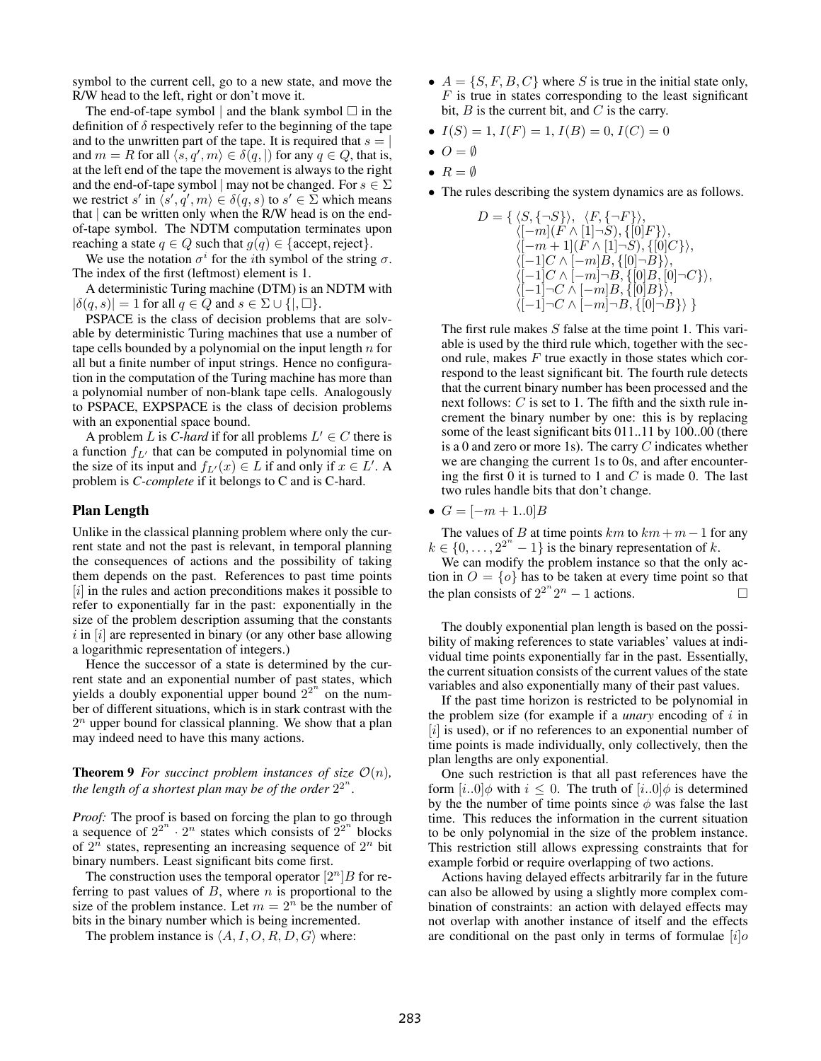symbol to the current cell, go to a new state, and move the R/W head to the left, right or don't move it.

The end-of-tape symbol $|$ and the blank symbol $\Box$ in the definition of $\delta$ respectively refer to the beginning of the tape and to the unwritten part of the tape. It is required that $s = |$ and $m = R$ for all $\langle s, q', m\rangle \in \delta(q, |)$ for any $q \in Q$, that is, at the left end of the tape the movement is always to the right and the end-of-tape symbol $|$ may not be changed. For $s \in \Sigma$ we restrict $s'$ in $\langle s', q', m\rangle \in \delta(q, s)$ to $s' \in \Sigma$ which means that $|$ can be written only when the R/W head is on the end-of-tape symbol. The NDTM computation terminates upon reaching a state $q \in Q$ such that $g(q) \in \{\text{accept}, \text{reject}\}$.

We use the notation $\sigma^i$ for the $i$th symbol of the string $\sigma$. The index of the first (leftmost) element is 1.

A deterministic Turing machine (DTM) is an NDTM with $|\delta(q, s)| = 1$ for all $q \in Q$ and $s \in \Sigma \cup \{|, \Box\}$.

PSPACE is the class of decision problems that are solvable by deterministic Turing machines that use a number of tape cells bounded by a polynomial on the input length $n$ for all but a finite number of input strings. Hence no configuration in the computation of the Turing machine has more than a polynomial number of non-blank tape cells. Analogously to PSPACE, EXPSPACE is the class of decision problems with an exponential space bound.

A problem $L$ is *C-hard* if for all problems $L' \in C$ there is a function $f_{L'}$ that can be computed in polynomial time on the size of its input and $f_{L'}(x) \in L$ if and only if $x \in L'$. A problem is *C-complete* if it belongs to C and is C-hard.

## Plan Length

Unlike in the classical planning problem where only the current state and not the past is relevant, in temporal planning the consequences of actions and the possibility of taking them depends on the past. References to past time points $[i]$ in the rules and action preconditions makes it possible to refer to exponentially far in the past: exponentially in the size of the problem description assuming that the constants $i$ in $[i]$ are represented in binary (or any other base allowing a logarithmic representation of integers.)

Hence the successor of a state is determined by the current state and an exponential number of past states, which yields a doubly exponential upper bound $2^{2^n}$ on the number of different situations, which is in stark contrast with the $2^n$ upper bound for classical planning. We show that a plan may indeed need to have this many actions.

**Theorem 9** *For succinct problem instances of size $\mathcal{O}(n)$, the length of a shortest plan may be of the order $2^{2^n}$.*

*Proof:* The proof is based on forcing the plan to go through a sequence of $2^{2^n} \cdot 2^n$ states which consists of $2^{2^n}$ blocks of $2^n$ states, representing an increasing sequence of $2^n$ bit binary numbers. Least significant bits come first.

The construction uses the temporal operator $[2^n]B$ for referring to past values of $B$, where $n$ is proportional to the size of the problem instance. Let $m = 2^n$ be the number of bits in the binary number which is being incremented.

The problem instance is $\langle A, I, O, R, D, G\rangle$ where:

- $A = \{S, F, B, C\}$ where $S$ is true in the initial state only, $F$ is true in states corresponding to the least significant bit, $B$ is the current bit, and $C$ is the carry.
- $I(S) = 1, I(F) = 1, I(B) = 0, I(C) = 0$
- $O = \emptyset$
- $R = \emptyset$
- The rules describing the system dynamics are as follows.

$$
\begin{aligned}
D = \{ & \langle S, \{\neg S\}\rangle,\ \langle F, \{\neg F\}\rangle, \\
& \langle [-m](F \wedge [1]\neg S), \{[0]F\}\rangle, \\
& \langle [-m+1](F \wedge [1]\neg S), \{[0]C\}\rangle, \\
& \langle [-1]C \wedge [-m]B, \{[0]\neg B\}\rangle, \\
& \langle [-1]C \wedge [-m]\neg B, \{[0]B, [0]\neg C\}\rangle, \\
& \langle [-1]\neg C \wedge [-m]B, \{[0]B\}\rangle, \\
& \langle [-1]\neg C \wedge [-m]\neg B, \{[0]\neg B\}\rangle \ \}
\end{aligned}
$$

The first rule makes $S$ false at the time point 1. This variable is used by the third rule which, together with the second rule, makes $F$ true exactly in those states which correspond to the least significant bit. The fourth rule detects that the current binary number has been processed and the next follows: $C$ is set to 1. The fifth and the sixth rule increment the binary number by one: this is by replacing some of the least significant bits 011..11 by 100..00 (there is a 0 and zero or more 1s). The carry $C$ indicates whether we are changing the current 1s to 0s, and after encountering the first 0 it is turned to 1 and $C$ is made 0. The last two rules handle bits that don't change.

- $G = [-m+1..0]B$

The values of $B$ at time points $km$ to $km + m - 1$ for any $k \in \{0, \dots, 2^{2^n} - 1\}$ is the binary representation of $k$.

We can modify the problem instance so that the only action in $O = \{o\}$ has to be taken at every time point so that the plan consists of $2^{2^n}2^n - 1$ actions. $\Box$

The doubly exponential plan length is based on the possibility of making references to state variables' values at individual time points exponentially far in the past. Essentially, the current situation consists of the current values of the state variables and also exponentially many of their past values.

If the past time horizon is restricted to be polynomial in the problem size (for example if a *unary* encoding of $i$ in $[i]$ is used), or if no references to an exponential number of time points is made individually, only collectively, then the plan lengths are only exponential.

One such restriction is that all past references have the form $[i..0]\phi$ with $i \leq 0$. The truth of $[i..0]\phi$ is determined by the the number of time points since $\phi$ was false the last time. This reduces the information in the current situation to be only polynomial in the size of the problem instance. This restriction still allows expressing constraints that for example forbid or require overlapping of two actions.

Actions having delayed effects arbitrarily far in the future can also be allowed by using a slightly more complex combination of constraints: an action with delayed effects may not overlap with another instance of itself and the effects are conditional on the past only in terms of formulae $[i]o$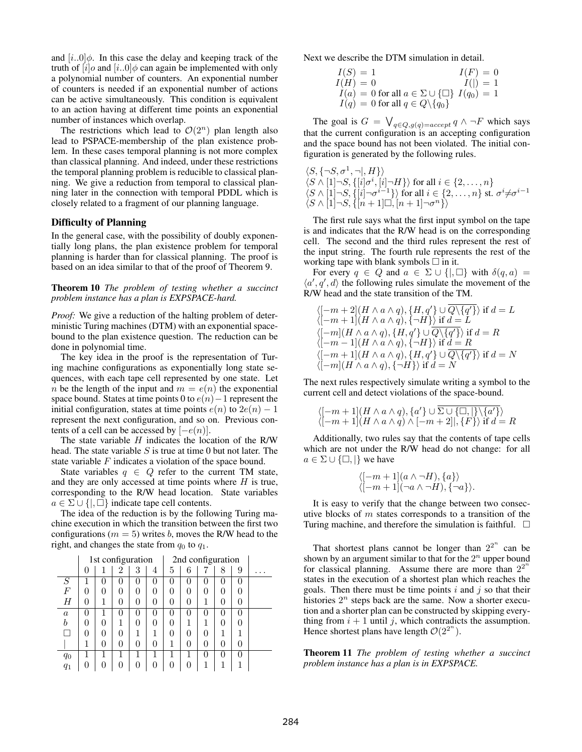and $[i..0]\phi$. In this case the delay and keeping track of the truth of $[i]o$ and $[i..0]\phi$ can again be implemented with only a polynomial number of counters. An exponential number of counters is needed if an exponential number of actions can be active simultaneously. This condition is equivalent to an action having at different time points an exponential number of instances which overlap.

The restrictions which lead to $\mathcal{O}(2^n)$ plan length also lead to PSPACE-membership of the plan existence problem. In these cases temporal planning is not more complex than classical planning. And indeed, under these restrictions the temporal planning problem is reducible to classical planning. We give a reduction from temporal to classical planning later in the connection with temporal PDDL which is closely related to a fragment of our planning language.

## Difficulty of Planning

In the general case, with the possibility of doubly exponentially long plans, the plan existence problem for temporal planning is harder than for classical planning. The proof is based on an idea similar to that of the proof of Theorem 9.

**Theorem 10** *The problem of testing whether a succinct problem instance has a plan is EXPSPACE-hard.*

*Proof:* We give a reduction of the halting problem of deterministic Turing machines (DTM) with an exponential space-bound to the plan existence question. The reduction can be done in polynomial time.

The key idea in the proof is the representation of Turing machine configurations as exponentially long state sequences, with each tape cell represented by one state. Let $n$ be the length of the input and $m = e(n)$ the exponential space bound. States at time points 0 to $e(n)-1$ represent the initial configuration, states at time points $e(n)$ to $2e(n)-1$ represent the next configuration, and so on. Previous contents of a cell can be accessed by $[-e(n)]$.

The state variable $H$ indicates the location of the R/W head. The state variable $S$ is true at time 0 but not later. The state variable $F$ indicates a violation of the space bound.

State variables $q \in Q$ refer to the current TM state, and they are only accessed at time points where $H$ is true, corresponding to the R/W head location. State variables $a \in \Sigma \cup \{|, \Box\}$ indicate tape cell contents.

The idea of the reduction is by the following Turing machine execution in which the transition between the first two configurations ($m = 5$) writes $b$, moves the R/W head to the right, and changes the state from $q_0$ to $q_1$.

| | 1st configuration | | | | | 2nd configuration | | | | | |
|---|---|---|---|---|---|---|---|---|---|---|---|
| | 0 | 1 | 2 | 3 | 4 | 5 | 6 | 7 | 8 | 9 | ... |
| $S$ | 1 | 0 | 0 | 0 | 0 | 0 | 0 | 0 | 0 | 0 | |
| $F$ | 0 | 0 | 0 | 0 | 0 | 0 | 0 | 0 | 0 | 0 | |
| $H$ | 0 | 1 | 0 | 0 | 0 | 0 | 0 | 1 | 0 | 0 | |
| $a$ | 0 | 1 | 0 | 0 | 0 | 0 | 0 | 0 | 0 | 0 | |
| $b$ | 0 | 0 | 1 | 0 | 0 | 0 | 1 | 1 | 0 | 0 | |
| $\Box$ | 0 | 0 | 0 | 1 | 1 | 0 | 0 | 0 | 1 | 1 | |
| $\|$ | 1 | 0 | 0 | 0 | 0 | 1 | 0 | 0 | 0 | 0 | |
| $q_0$ | 1 | 1 | 1 | 1 | 1 | 1 | 1 | 0 | 0 | 0 | |
| $q_1$ | 0 | 0 | 0 | 0 | 0 | 0 | 0 | 1 | 1 | 1 | |

Next we describe the DTM simulation in detail.

$$
\begin{aligned}
I(S) &= 1 & I(F) &= 0 \\
I(H) &= 0 & I(|) &= 1 \\
I(a) &= 0 \text{ for all } a \in \Sigma \cup \{\Box\} & I(q_0) &= 1 \\
I(q) &= 0 \text{ for all } q \in Q \backslash \{q_0\}
\end{aligned}
$$

The goal is $G = \bigvee_{q \in Q, g(q)=accept} q \wedge \neg F$ which says that the current configuration is an accepting configuration and the space bound has not been violated. The initial configuration is generated by the following rules.

$\langle S, \{\neg S, \sigma^1, \neg|, H\}\rangle$
$\langle S \wedge [1]\neg S, \{[i]\sigma^i, [i]\neg H\}\rangle$ for all $i \in \{2, \ldots, n\}$
$\langle S \wedge [1]\neg S, \{[i]\neg\sigma^{i-1}\}\rangle$ for all $i \in \{2, \ldots, n\}$ st. $\sigma^i \neq \sigma^{i-1}$
$\langle S \wedge [1]\neg S, \{[n+1]\Box, [n+1]\neg\sigma^n\}\rangle$

The first rule says what the first input symbol on the tape is and indicates that the R/W head is on the corresponding cell. The second and the third rules represent the rest of the input string. The fourth rule represents the rest of the working tape with blank symbols $\Box$ in it.

For every $q \in Q$ and $a \in \Sigma \cup \{|, \Box\}$ with $\delta(q, a) = \langle a', q', d\rangle$ the following rules simulate the movement of the R/W head and the state transition of the TM.

$\langle [-m+2](H \wedge a \wedge q), \{H, q'\} \cup \overline{Q \backslash \{q'\}}\rangle$ if $d = L$
$\langle [-m+1](H \wedge a \wedge q), \{\neg H\}\rangle$ if $d = L$
$\langle [-m](H \wedge a \wedge q), \{H, q'\} \cup \overline{Q \backslash \{q'\}}\rangle$ if $d = R$
$\langle [-m-1](H \wedge a \wedge q), \{\neg H\}\rangle$ if $d = R$
$\langle [-m+1](H \wedge a \wedge q), \{H, q'\} \cup \overline{Q \backslash \{q'\}}\rangle$ if $d = N$
$\langle [-m](H \wedge a \wedge q), \{\neg H\}\rangle$ if $d = N$

The next rules respectively simulate writing a symbol to the current cell and detect violations of the space-bound.

$\langle [-m+1](H \wedge a \wedge q), \{a'\} \cup \overline{\Sigma \cup \{\Box, |\} \backslash \{a'\}}\rangle$
$\langle [-m+1](H \wedge a \wedge q) \wedge [-m+2]|, \{F\}\rangle$ if $d = R$

Additionally, two rules say that the contents of tape cells which are not under the R/W head do not change: for all $a \in \Sigma \cup \{\Box, |\}$ we have

$$\langle [-m+1](a \wedge \neg H), \{a\}\rangle$$
$$\langle [-m+1](\neg a \wedge \neg H), \{\neg a\}\rangle.$$

It is easy to verify that the change between two consecutive blocks of $m$ states corresponds to a transition of the Turing machine, and therefore the simulation is faithful. $\Box$

That shortest plans cannot be longer than $2^{2^n}$ can be shown by an argument similar to that for the $2^n$ upper bound for classical planning. Assume there are more than $2^{2^n}$ states in the execution of a shortest plan which reaches the goals. Then there must be time points $i$ and $j$ so that their histories $2^n$ steps back are the same. Now a shorter execution and a shorter plan can be constructed by skipping everything from $i+1$ until $j$, which contradicts the assumption. Hence shortest plans have length $\mathcal{O}(2^{2^n})$.

**Theorem 11** *The problem of testing whether a succinct problem instance has a plan is in EXPSPACE.*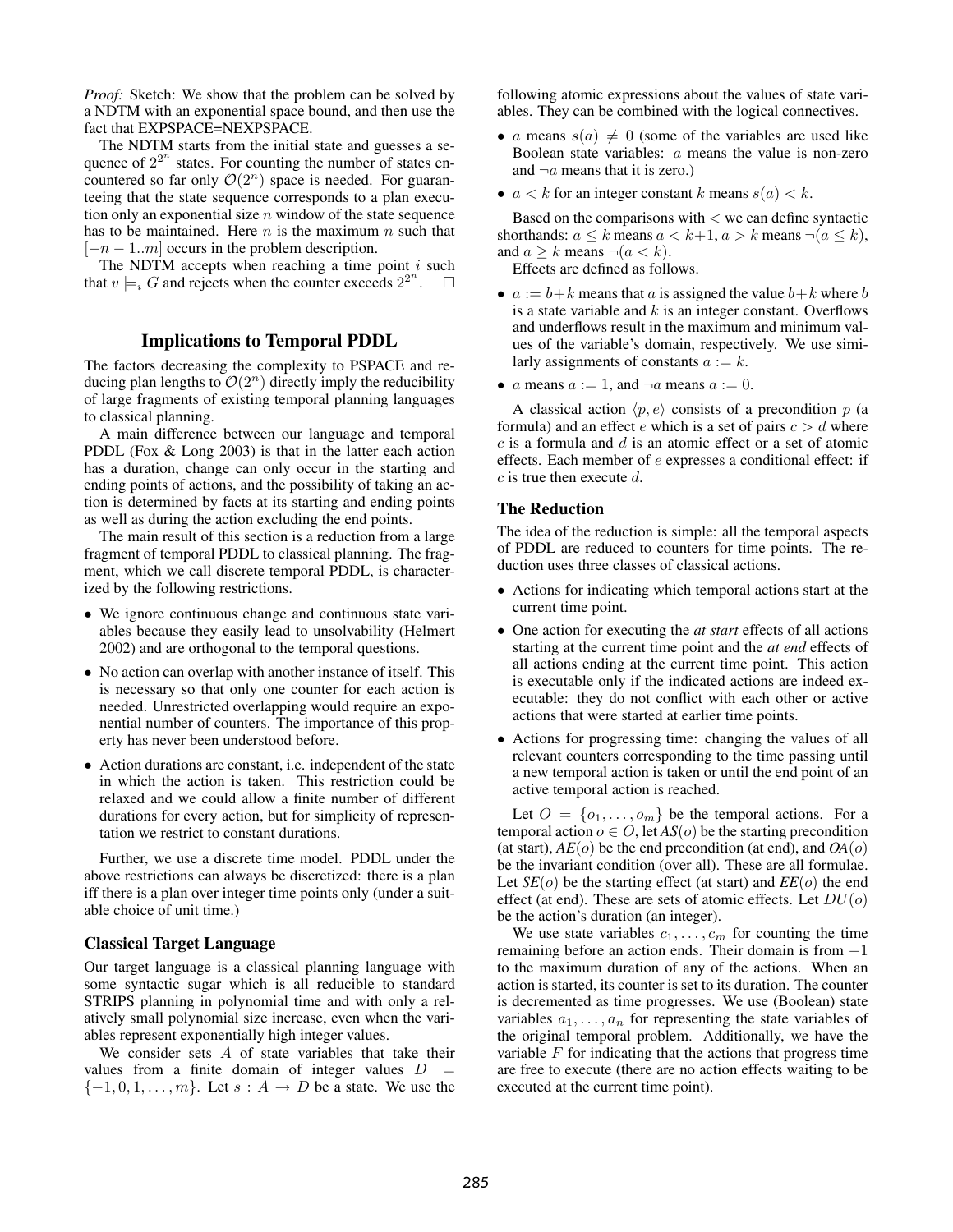*Proof:* Sketch: We show that the problem can be solved by a NDTM with an exponential space bound, and then use the fact that EXPSPACE=NEXPSPACE.

The NDTM starts from the initial state and guesses a sequence of $2^{2^n}$ states. For counting the number of states encountered so far only $\mathcal{O}(2^n)$ space is needed. For guaranteeing that the state sequence corresponds to a plan execution only an exponential size $n$ window of the state sequence has to be maintained. Here $n$ is the maximum $n$ such that $[-n-1..m]$ occurs in the problem description.

The NDTM accepts when reaching a time point $i$ such that $v \models_i G$ and rejects when the counter exceeds $2^{2^n}$. $\square$

## Implications to Temporal PDDL

The factors decreasing the complexity to PSPACE and reducing plan lengths to $\mathcal{O}(2^n)$ directly imply the reducibility of large fragments of existing temporal planning languages to classical planning.

A main difference between our language and temporal PDDL (Fox & Long 2003) is that in the latter each action has a duration, change can only occur in the starting and ending points of actions, and the possibility of taking an action is determined by facts at its starting and ending points as well as during the action excluding the end points.

The main result of this section is a reduction from a large fragment of temporal PDDL to classical planning. The fragment, which we call discrete temporal PDDL, is characterized by the following restrictions.

- We ignore continuous change and continuous state variables because they easily lead to unsolvability (Helmert 2002) and are orthogonal to the temporal questions.
- No action can overlap with another instance of itself. This is necessary so that only one counter for each action is needed. Unrestricted overlapping would require an exponential number of counters. The importance of this property has never been understood before.
- Action durations are constant, i.e. independent of the state in which the action is taken. This restriction could be relaxed and we could allow a finite number of different durations for every action, but for simplicity of representation we restrict to constant durations.

Further, we use a discrete time model. PDDL under the above restrictions can always be discretized: there is a plan iff there is a plan over integer time points only (under a suitable choice of unit time.)

### Classical Target Language

Our target language is a classical planning language with some syntactic sugar which is all reducible to standard STRIPS planning in polynomial time and with only a relatively small polynomial size increase, even when the variables represent exponentially high integer values.

We consider sets $A$ of state variables that take their values from a finite domain of integer values $D = \{-1, 0, 1, \ldots, m\}$. Let $s : A \rightarrow D$ be a state. We use the following atomic expressions about the values of state variables. They can be combined with the logical connectives.

- $a$ means $s(a) \neq 0$ (some of the variables are used like Boolean state variables: $a$ means the value is non-zero and $\neg a$ means that it is zero.)
- $a < k$ for an integer constant $k$ means $s(a) < k$.

Based on the comparisons with $<$ we can define syntactic shorthands: $a \leq k$ means $a < k+1$, $a > k$ means $\neg(a \leq k)$, and $a \geq k$ means $\neg(a < k)$.

Effects are defined as follows.

- $a := b+k$ means that $a$ is assigned the value $b+k$ where $b$ is a state variable and $k$ is an integer constant. Overflows and underflows result in the maximum and minimum values of the variable's domain, respectively. We use similarly assignments of constants $a := k$.
- $a$ means $a := 1$, and $\neg a$ means $a := 0$.

A classical action $\langle p, e \rangle$ consists of a precondition $p$ (a formula) and an effect $e$ which is a set of pairs $c \rhd d$ where $c$ is a formula and $d$ is an atomic effect or a set of atomic effects. Each member of $e$ expresses a conditional effect: if $c$ is true then execute $d$.

### The Reduction

The idea of the reduction is simple: all the temporal aspects of PDDL are reduced to counters for time points. The reduction uses three classes of classical actions.

- Actions for indicating which temporal actions start at the current time point.
- One action for executing the *at start* effects of all actions starting at the current time point and the *at end* effects of all actions ending at the current time point. This action is executable only if the indicated actions are indeed executable: they do not conflict with each other or active actions that were started at earlier time points.
- Actions for progressing time: changing the values of all relevant counters corresponding to the time passing until a new temporal action is taken or until the end point of an active temporal action is reached.

Let $O = \{o_1, \ldots, o_m\}$ be the temporal actions. For a temporal action $o \in O$, let $AS(o)$ be the starting precondition (at start), $AE(o)$ be the end precondition (at end), and $OA(o)$ be the invariant condition (over all). These are all formulae. Let $SE(o)$ be the starting effect (at start) and $EE(o)$ the end effect (at end). These are sets of atomic effects. Let $DU(o)$ be the action's duration (an integer).

We use state variables $c_1, \ldots, c_m$ for counting the time remaining before an action ends. Their domain is from $-1$ to the maximum duration of any of the actions. When an action is started, its counter is set to its duration. The counter is decremented as time progresses. We use (Boolean) state variables $a_1, \ldots, a_n$ for representing the state variables of the original temporal problem. Additionally, we have the variable $F$ for indicating that the actions that progress time are free to execute (there are no action effects waiting to be executed at the current time point).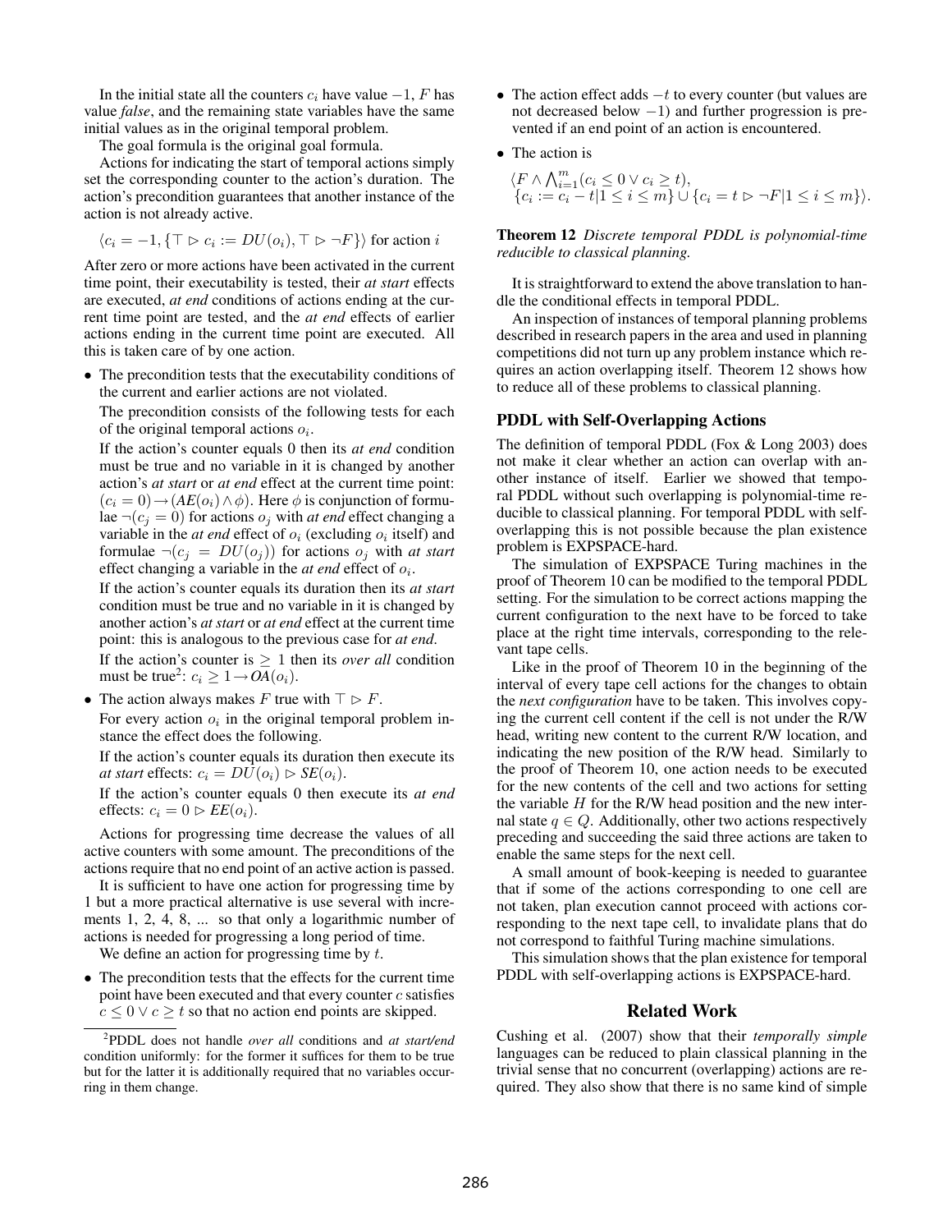In the initial state all the counters $c_i$ have value $-1$, $F$ has value *false*, and the remaining state variables have the same initial values as in the original temporal problem.

The goal formula is the original goal formula.

Actions for indicating the start of temporal actions simply set the corresponding counter to the action's duration. The action's precondition guarantees that another instance of the action is not already active.

$$\langle c_i = -1, \{\top \rhd c_i := DU(o_i), \top \rhd \neg F\}\rangle \text{ for action } i$$

After zero or more actions have been activated in the current time point, their executability is tested, their *at start* effects are executed, *at end* conditions of actions ending at the current time point are tested, and the *at end* effects of earlier actions ending in the current time point are executed. All this is taken care of by one action.

- The precondition tests that the executability conditions of the current and earlier actions are not violated.

  The precondition consists of the following tests for each of the original temporal actions $o_i$.

  If the action's counter equals 0 then its *at end* condition must be true and no variable in it is changed by another action's *at start* or *at end* effect at the current time point: $(c_i = 0) \rightarrow (AE(o_i) \wedge \phi)$. Here $\phi$ is conjunction of formulae $\neg(c_j = 0)$ for actions $o_j$ with *at end* effect changing a variable in the *at end* effect of $o_i$ (excluding $o_i$ itself) and formulae $\neg(c_j = DU(o_j))$ for actions $o_j$ with *at start* effect changing a variable in the *at end* effect of $o_i$.

  If the action's counter equals its duration then its *at start* condition must be true and no variable in it is changed by another action's *at start* or *at end* effect at the current time point: this is analogous to the previous case for *at end*.

  If the action's counter is $\geq 1$ then its *over all* condition must be true[2]: $c_i \geq 1 \rightarrow OA(o_i)$.

- The action always makes $F$ true with $\top \rhd F$.

  For every action $o_i$ in the original temporal problem instance the effect does the following.

  If the action's counter equals its duration then execute its *at start* effects: $c_i = DU(o_i) \rhd SE(o_i)$.

  If the action's counter equals 0 then execute its *at end* effects: $c_i = 0 \rhd EE(o_i)$.

Actions for progressing time decrease the values of all active counters with some amount. The preconditions of the actions require that no end point of an active action is passed.

It is sufficient to have one action for progressing time by 1 but a more practical alternative is use several with increments 1, 2, 4, 8, ... so that only a logarithmic number of actions is needed for progressing a long period of time.

We define an action for progressing time by $t$.

- The precondition tests that the effects for the current time point have been executed and that every counter $c$ satisfies $c \leq 0 \vee c \geq t$ so that no action end points are skipped.

- The action effect adds $-t$ to every counter (but values are not decreased below $-1$) and further progression is prevented if an end point of an action is encountered.

- The action is

  $$\langle F \wedge \bigwedge_{i=1}^{m} (c_i \leq 0 \vee c_i \geq t), \{c_i := c_i - t | 1 \leq i \leq m\} \cup \{c_i = t \rhd \neg F | 1 \leq i \leq m\}\rangle.$$

**Theorem 12** *Discrete temporal PDDL is polynomial-time reducible to classical planning.*

It is straightforward to extend the above translation to handle the conditional effects in temporal PDDL.

An inspection of instances of temporal planning problems described in research papers in the area and used in planning competitions did not turn up any problem instance which requires an action overlapping itself. Theorem 12 shows how to reduce all of these problems to classical planning.

### PDDL with Self-Overlapping Actions

The definition of temporal PDDL (Fox & Long 2003) does not make it clear whether an action can overlap with another instance of itself. Earlier we showed that temporal PDDL without such overlapping is polynomial-time reducible to classical planning. For temporal PDDL with self-overlapping this is not possible because the plan existence problem is EXPSPACE-hard.

The simulation of EXPSPACE Turing machines in the proof of Theorem 10 can be modified to the temporal PDDL setting. For the simulation to be correct actions mapping the current configuration to the next have to be forced to take place at the right time intervals, corresponding to the relevant tape cells.

Like in the proof of Theorem 10 in the beginning of the interval of every tape cell actions for the changes to obtain the *next configuration* have to be taken. This involves copying the current cell content if the cell is not under the R/W head, writing new content to the current R/W location, and indicating the new position of the R/W head. Similarly to the proof of Theorem 10, one action needs to be executed for the new contents of the cell and two actions for setting the variable $H$ for the R/W head position and the new internal state $q \in Q$. Additionally, other two actions respectively preceding and succeeding the said three actions are taken to enable the same steps for the next cell.

A small amount of book-keeping is needed to guarantee that if some of the actions corresponding to one cell are not taken, plan execution cannot proceed with actions corresponding to the next tape cell, to invalidate plans that do not correspond to faithful Turing machine simulations.

This simulation shows that the plan existence for temporal PDDL with self-overlapping actions is EXPSPACE-hard.

## Related Work

Cushing et al. (2007) show that their *temporally simple* languages can be reduced to plain classical planning in the trivial sense that no concurrent (overlapping) actions are required. They also show that there is no same kind of simple

[2] PDDL does not handle *over all* conditions and *at start/end* condition uniformly: for the former it suffices for them to be true but for the latter it is additionally required that no variables occurring in them change.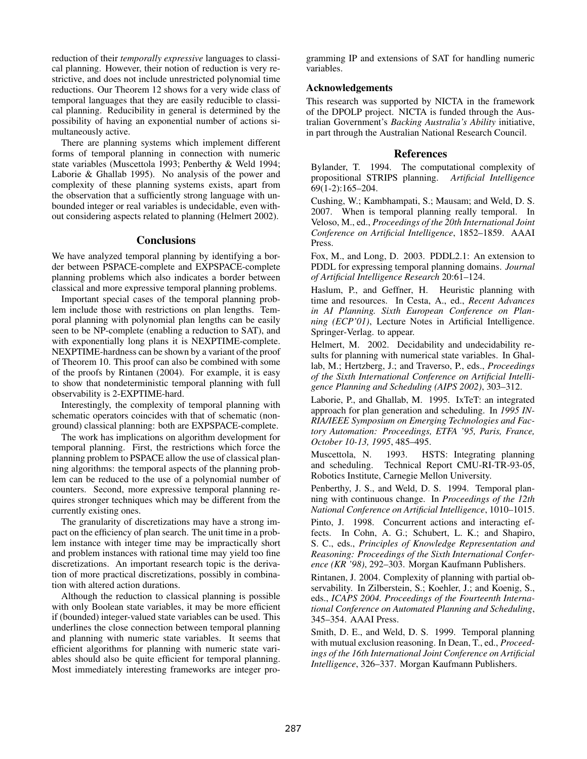reduction of their *temporally expressive* languages to classical planning. However, their notion of reduction is very restrictive, and does not include unrestricted polynomial time reductions. Our Theorem 12 shows for a very wide class of temporal languages that they are easily reducible to classical planning. Reducibility in general is determined by the possibility of having an exponential number of actions simultaneously active.

There are planning systems which implement different forms of temporal planning in connection with numeric state variables (Muscettola 1993; Penberthy & Weld 1994; Laborie & Ghallab 1995). No analysis of the power and complexity of these planning systems exists, apart from the observation that a sufficiently strong language with unbounded integer or real variables is undecidable, even without considering aspects related to planning (Helmert 2002).

## Conclusions

We have analyzed temporal planning by identifying a border between PSPACE-complete and EXPSPACE-complete planning problems which also indicates a border between classical and more expressive temporal planning problems.

Important special cases of the temporal planning problem include those with restrictions on plan lengths. Temporal planning with polynomial plan lengths can be easily seen to be NP-complete (enabling a reduction to SAT), and with exponentially long plans it is NEXPTIME-complete. NEXPTIME-hardness can be shown by a variant of the proof of Theorem 10. This proof can also be combined with some of the proofs by Rintanen (2004). For example, it is easy to show that nondeterministic temporal planning with full observability is 2-EXPTIME-hard.

Interestingly, the complexity of temporal planning with schematic operators coincides with that of schematic (non-ground) classical planning: both are EXPSPACE-complete.

The work has implications on algorithm development for temporal planning. First, the restrictions which force the planning problem to PSPACE allow the use of classical planning algorithms: the temporal aspects of the planning problem can be reduced to the use of a polynomial number of counters. Second, more expressive temporal planning requires stronger techniques which may be different from the currently existing ones.

The granularity of discretizations may have a strong impact on the efficiency of plan search. The unit time in a problem instance with integer time may be impractically short and problem instances with rational time may yield too fine discretizations. An important research topic is the derivation of more practical discretizations, possibly in combination with altered action durations.

Although the reduction to classical planning is possible with only Boolean state variables, it may be more efficient if (bounded) integer-valued state variables can be used. This underlines the close connection between temporal planning and planning with numeric state variables. It seems that efficient algorithms for planning with numeric state variables should also be quite efficient for temporal planning. Most immediately interesting frameworks are integer programming IP and extensions of SAT for handling numeric variables.

### Acknowledgements

This research was supported by NICTA in the framework of the DPOLP project. NICTA is funded through the Australian Government's *Backing Australia's Ability* initiative, in part through the Australian National Research Council.

## References

Bylander, T. 1994. The computational complexity of propositional STRIPS planning. *Artificial Intelligence* 69(1-2):165–204.

Cushing, W.; Kambhampati, S.; Mausam; and Weld, D. S. 2007. When is temporal planning really temporal. In Veloso, M., ed., *Proceedings of the 20th International Joint Conference on Artificial Intelligence*, 1852–1859. AAAI Press.

Fox, M., and Long, D. 2003. PDDL2.1: An extension to PDDL for expressing temporal planning domains. *Journal of Artificial Intelligence Research* 20:61–124.

Haslum, P., and Geffner, H. Heuristic planning with time and resources. In Cesta, A., ed., *Recent Advances in AI Planning. Sixth European Conference on Planning (ECP'01)*, Lecture Notes in Artificial Intelligence. Springer-Verlag. to appear.

Helmert, M. 2002. Decidability and undecidability results for planning with numerical state variables. In Ghallab, M.; Hertzberg, J.; and Traverso, P., eds., *Proceedings of the Sixth International Conference on Artificial Intelligence Planning and Scheduling (AIPS 2002)*, 303–312.

Laborie, P., and Ghallab, M. 1995. IxTeT: an integrated approach for plan generation and scheduling. In *1995 INRIA/IEEE Symposium on Emerging Technologies and Factory Automation: Proceedings, ETFA '95, Paris, France, October 10-13, 1995*, 485–495.

Muscettola, N. 1993. HSTS: Integrating planning and scheduling. Technical Report CMU-RI-TR-93-05, Robotics Institute, Carnegie Mellon University.

Penberthy, J. S., and Weld, D. S. 1994. Temporal planning with continuous change. In *Proceedings of the 12th National Conference on Artificial Intelligence*, 1010–1015.

Pinto, J. 1998. Concurrent actions and interacting effects. In Cohn, A. G.; Schubert, L. K.; and Shapiro, S. C., eds., *Principles of Knowledge Representation and Reasoning: Proceedings of the Sixth International Conference (KR '98)*, 292–303. Morgan Kaufmann Publishers.

Rintanen, J. 2004. Complexity of planning with partial observability. In Zilberstein, S.; Koehler, J.; and Koenig, S., eds., *ICAPS 2004. Proceedings of the Fourteenth International Conference on Automated Planning and Scheduling*, 345–354. AAAI Press.

Smith, D. E., and Weld, D. S. 1999. Temporal planning with mutual exclusion reasoning. In Dean, T., ed., *Proceedings of the 16th International Joint Conference on Artificial Intelligence*, 326–337. Morgan Kaufmann Publishers.